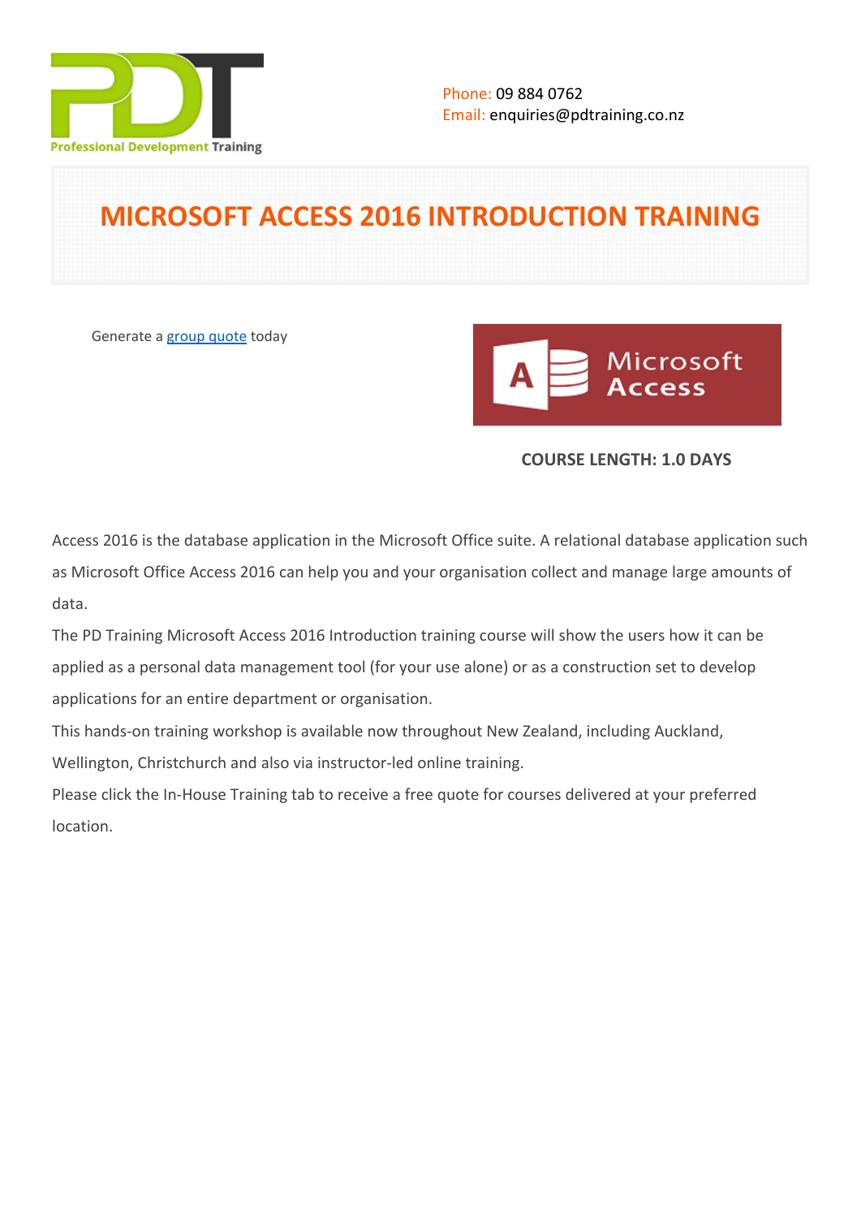Phone: 09 884 0762
Email: enquiries@pdtraining.co.nz

# MICROSOFT ACCESS 2016 INTRODUCTION TRAINING

Generate a group quote today

**COURSE LENGTH: 1.0 DAYS**

Access 2016 is the database application in the Microsoft Office suite. A relational database application such as Microsoft Office Access 2016 can help you and your organisation collect and manage large amounts of data.

The PD Training Microsoft Access 2016 Introduction training course will show the users how it can be applied as a personal data management tool (for your use alone) or as a construction set to develop applications for an entire department or organisation.

This hands-on training workshop is available now throughout New Zealand, including Auckland, Wellington, Christchurch and also via instructor-led online training.

Please click the In-House Training tab to receive a free quote for courses delivered at your preferred location.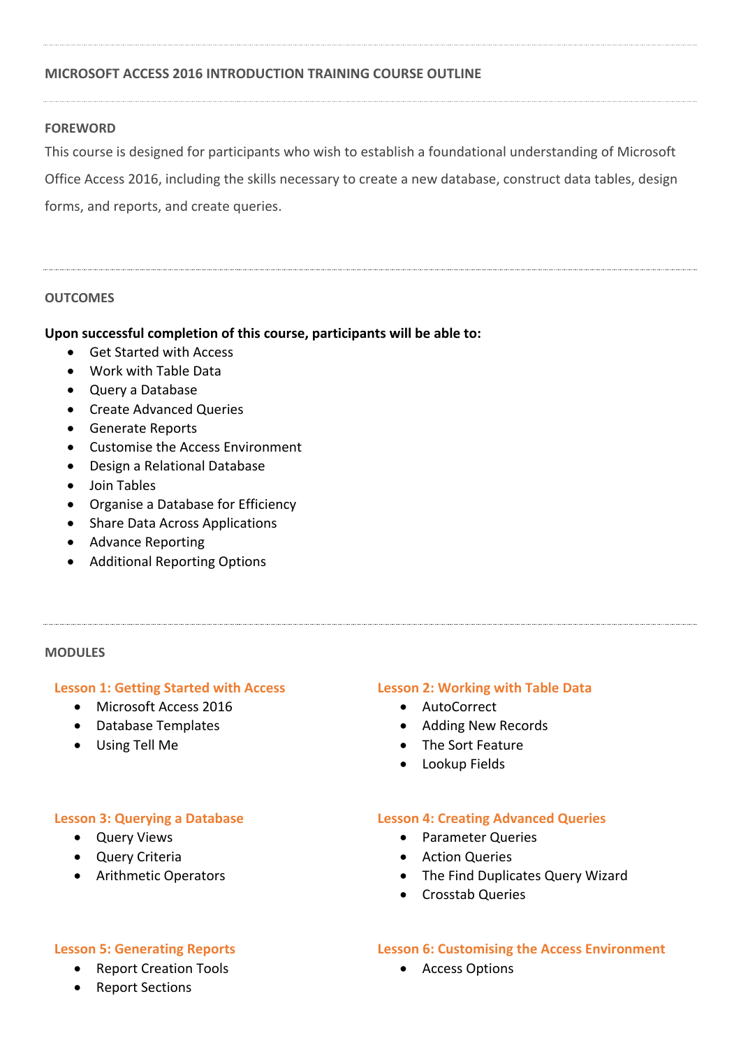## MICROSOFT ACCESS 2016 INTRODUCTION TRAINING COURSE OUTLINE

### FOREWORD

This course is designed for participants who wish to establish a foundational understanding of Microsoft Office Access 2016, including the skills necessary to create a new database, construct data tables, design forms, and reports, and create queries.

### OUTCOMES

**Upon successful completion of this course, participants will be able to:**

- Get Started with Access
- Work with Table Data
- Query a Database
- Create Advanced Queries
- Generate Reports
- Customise the Access Environment
- Design a Relational Database
- Join Tables
- Organise a Database for Efficiency
- Share Data Across Applications
- Advance Reporting
- Additional Reporting Options

### MODULES

#### Lesson 1: Getting Started with Access

- Microsoft Access 2016
- Database Templates
- Using Tell Me

#### Lesson 2: Working with Table Data

- AutoCorrect
- Adding New Records
- The Sort Feature
- Lookup Fields

#### Lesson 3: Querying a Database

- Query Views
- Query Criteria
- Arithmetic Operators

#### Lesson 4: Creating Advanced Queries

- Parameter Queries
- Action Queries
- The Find Duplicates Query Wizard
- Crosstab Queries

#### Lesson 5: Generating Reports

- Report Creation Tools
- Report Sections

#### Lesson 6: Customising the Access Environment

- Access Options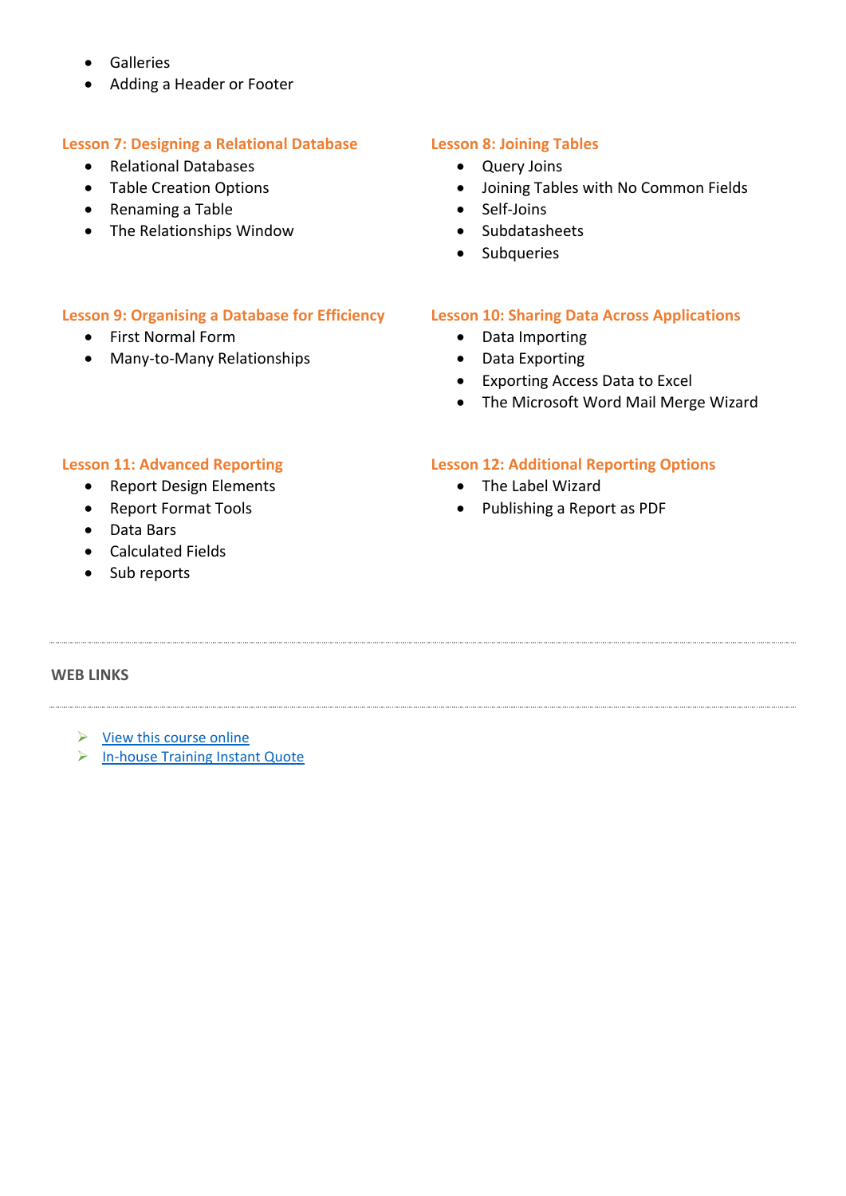- Galleries
- Adding a Header or Footer

### Lesson 7: Designing a Relational Database

- Relational Databases
- Table Creation Options
- Renaming a Table
- The Relationships Window

### Lesson 8: Joining Tables

- Query Joins
- Joining Tables with No Common Fields
- Self-Joins
- Subdatasheets
- Subqueries

### Lesson 9: Organising a Database for Efficiency

- First Normal Form
- Many-to-Many Relationships

### Lesson 10: Sharing Data Across Applications

- Data Importing
- Data Exporting
- Exporting Access Data to Excel
- The Microsoft Word Mail Merge Wizard

### Lesson 11: Advanced Reporting

- Report Design Elements
- Report Format Tools
- Data Bars
- Calculated Fields
- Sub reports

### Lesson 12: Additional Reporting Options

- The Label Wizard
- Publishing a Report as PDF

---

**WEB LINKS**

---

- View this course online
- In-house Training Instant Quote